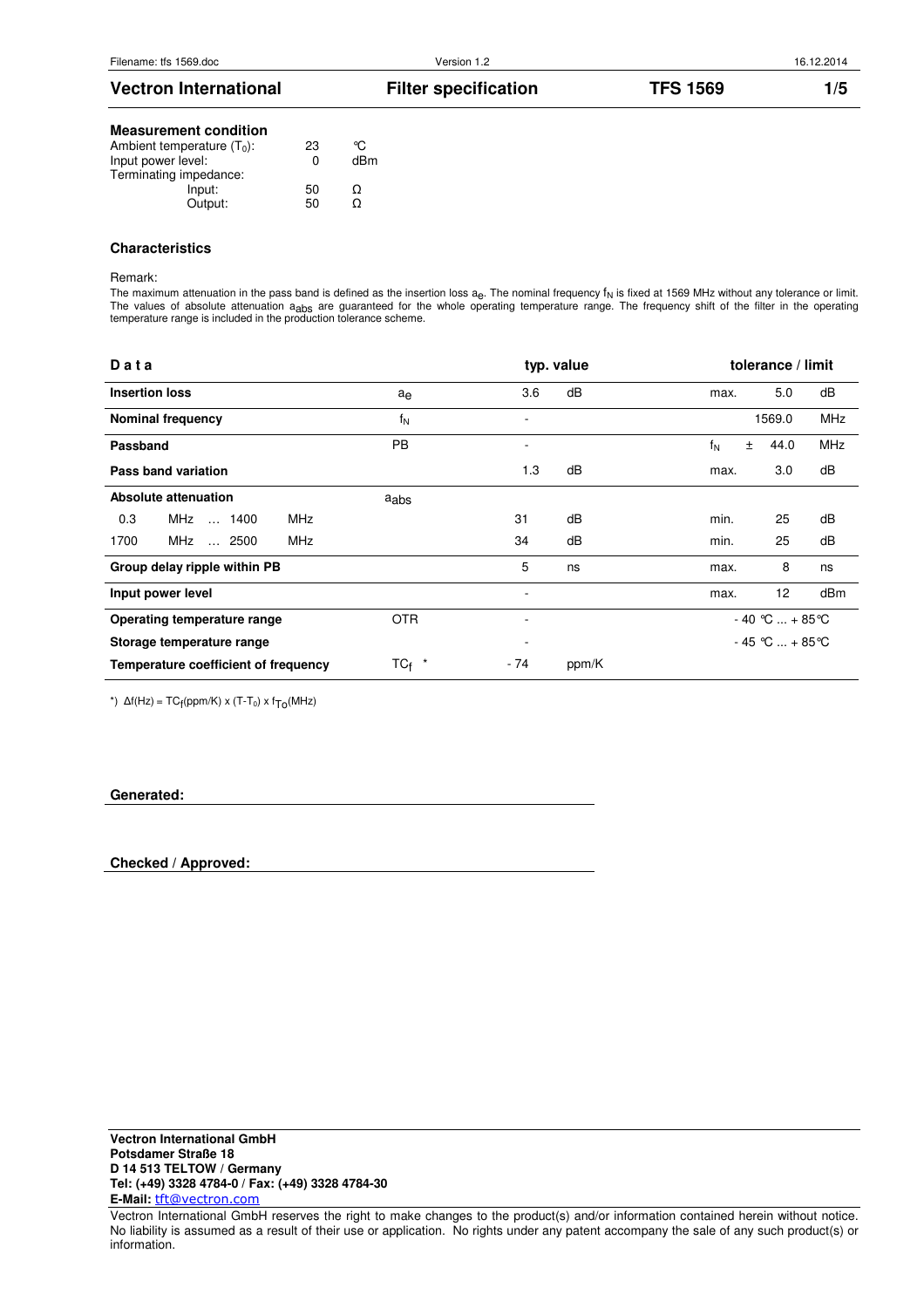## Measurement condition

| | | |
|---|---|---|
| Ambient temperature ($T_0$): | 23 | °C |
| Input power level: | 0 | dBm |
| Terminating impedance: | | |
| Input: | 50 | Ω |
| Output: | 50 | Ω |

## Characteristics

Remark:

The maximum attenuation in the pass band is defined as the insertion loss $a_e$. The nominal frequency $f_N$ is fixed at 1569 MHz without any tolerance or limit. The values of absolute attenuation $a_{abs}$ are guaranteed for the whole operating temperature range. The frequency shift of the filter in the operating temperature range is included in the production tolerance scheme.

| **Data** | | **typ. value** | | **tolerance / limit** | | |
|---|---|---|---|---|---|---|
| **Insertion loss** | $a_e$ | 3.6 | dB | max. | 5.0 | dB |
| **Nominal frequency** | $f_N$ | - | | | 1569.0 | MHz |
| **Passband** | PB | - | | $f_N$ ± | 44.0 | MHz |
| **Pass band variation** | | 1.3 | dB | max. | 3.0 | dB |
| **Absolute attenuation** | $a_{abs}$ | | | | | |
| 0.3 MHz … 1400 MHz | | 31 | dB | min. | 25 | dB |
| 1700 MHz … 2500 MHz | | 34 | dB | min. | 25 | dB |
| **Group delay ripple within PB** | | 5 | ns | max. | 8 | ns |
| **Input power level** | | - | | max. | 12 | dBm |
| **Operating temperature range** | OTR | - | | | - 40 °C ... + 85°C | |
| **Storage temperature range** | | - | | | - 45 °C ... + 85°C | |
| **Temperature coefficient of frequency** | $TC_f$ * | - 74 | ppm/K | | | |

*) $\Delta f(Hz) = TC_f(ppm/K) \times (T-T_0) \times f_{T0}(MHz)$

**Generated:**

**Checked / Approved:**

**Vectron International GmbH**
**Potsdamer Straße 18**
**D 14 513 TELTOW / Germany**
**Tel: (+49) 3328 4784-0 / Fax: (+49) 3328 4784-30**
**E-Mail:** tft@vectron.com

Vectron International GmbH reserves the right to make changes to the product(s) and/or information contained herein without notice. No liability is assumed as a result of their use or application. No rights under any patent accompany the sale of any such product(s) or information.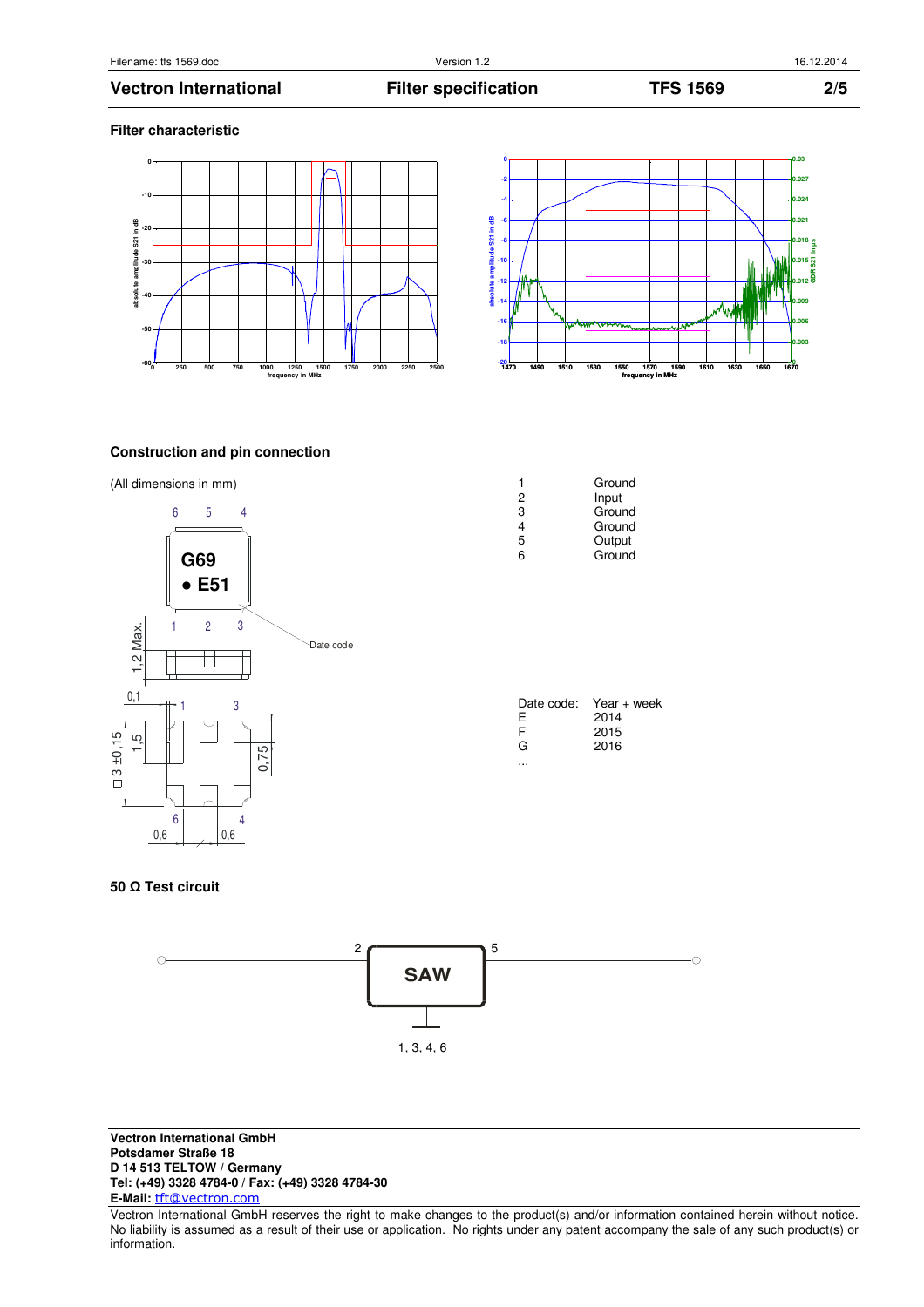## Filter characteristic

## Construction and pin connection

(All dimensions in mm)

| Pin | Function |
|---|---|
| 1 | Ground |
| 2 | Input |
| 3 | Ground |
| 4 | Ground |
| 5 | Output |
| 6 | Ground |

| Date code: | Year + week |
|---|---|
| E | 2014 |
| F | 2015 |
| G | 2016 |
| ... | |

## 50 Ω Test circuit

**Vectron International GmbH**
**Potsdamer Straße 18**
**D 14 513 TELTOW / Germany**
**Tel: (+49) 3328 4784-0 / Fax: (+49) 3328 4784-30**
**E-Mail:** tft@vectron.com

Vectron International GmbH reserves the right to make changes to the product(s) and/or information contained herein without notice. No liability is assumed as a result of their use or application. No rights under any patent accompany the sale of any such product(s) or information.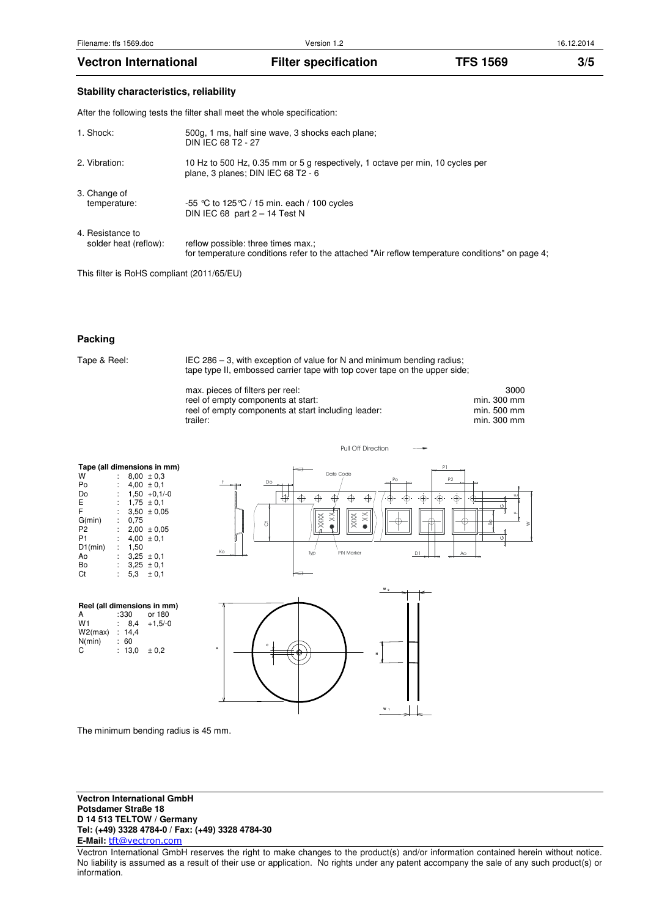### Stability characteristics, reliability

After the following tests the filter shall meet the whole specification:

| | |
|---|---|
| 1. Shock: | 500g, 1 ms, half sine wave, 3 shocks each plane; DIN IEC 68 T2 - 27 |
| 2. Vibration: | 10 Hz to 500 Hz, 0.35 mm or 5 g respectively, 1 octave per min, 10 cycles per plane, 3 planes; DIN IEC 68 T2 - 6 |
| 3. Change of temperature: | -55 °C to 125°C / 15 min. each / 100 cycles DIN IEC 68 part 2 – 14 Test N |
| 4. Resistance to solder heat (reflow): | reflow possible: three times max.; for temperature conditions refer to the attached "Air reflow temperature conditions" on page 4; |

This filter is RoHS compliant (2011/65/EU)

### Packing

Tape & Reel: IEC 286 – 3, with exception of value for N and minimum bending radius; tape type II, embossed carrier tape with top cover tape on the upper side;

| | |
|---|---|
| max. pieces of filters per reel: | 3000 |
| reel of empty components at start: | min. 300 mm |
| reel of empty components at start including leader: | min. 500 mm |
| trailer: | min. 300 mm |

**Tape (all dimensions in mm)**

| | | |
|---|---|---|
| W | : | 8,00 ± 0,3 |
| Po | : | 4,00 ± 0,1 |
| Do | : | 1,50 +0,1/-0 |
| E | : | 1,75 ± 0,1 |
| F | : | 3,50 ± 0,05 |
| G(min) | : | 0,75 |
| P2 | : | 2,00 ± 0,05 |
| P1 | : | 4,00 ± 0,1 |
| D1(min) | : | 1,50 |
| Ao | : | 3,25 ± 0,1 |
| Bo | : | 3,25 ± 0,1 |
| Ct | : | 5,3 ± 0,1 |

**Reel (all dimensions in mm)**

| | | |
|---|---|---|
| A | : | 330 or 180 |
| W1 | : | 8,4 +1,5/-0 |
| W2(max) | : | 14,4 |
| N(min) | : | 60 |
| C | : | 13,0 ± 0,2 |

The minimum bending radius is 45 mm.

**Vectron International GmbH**
**Potsdamer Straße 18**
**D 14 513 TELTOW / Germany**
**Tel: (+49) 3328 4784-0 / Fax: (+49) 3328 4784-30**
**E-Mail:** tft@vectron.com

Vectron International GmbH reserves the right to make changes to the product(s) and/or information contained herein without notice. No liability is assumed as a result of their use or application. No rights under any patent accompany the sale of any such product(s) or information.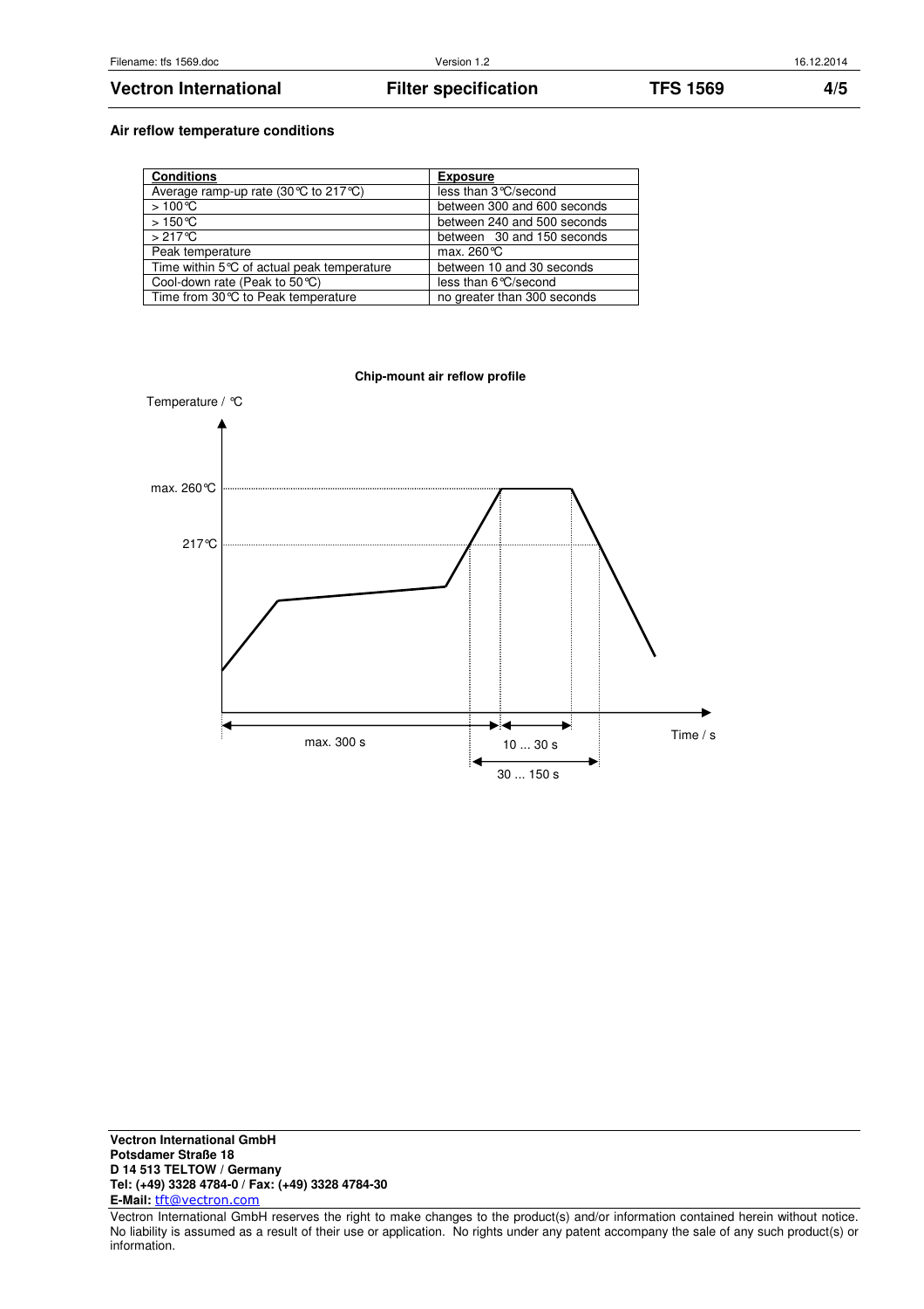**Air reflow temperature conditions**

| Conditions | Exposure |
| --- | --- |
| Average ramp-up rate (30°C to 217°C) | less than 3°C/second |
| > 100°C | between 300 and 600 seconds |
| > 150°C | between 240 and 500 seconds |
| > 217°C | between 30 and 150 seconds |
| Peak temperature | max. 260°C |
| Time within 5°C of actual peak temperature | between 10 and 30 seconds |
| Cool-down rate (Peak to 50°C) | less than 6°C/second |
| Time from 30°C to Peak temperature | no greater than 300 seconds |

**Chip-mount air reflow profile**

Temperature / °C

max. 260°C

217°C

max. 300 s

10 ... 30 s

30 ... 150 s

Time / s

**Vectron International GmbH**
**Potsdamer Straße 18**
**D 14 513 TELTOW / Germany**
**Tel: (+49) 3328 4784-0 / Fax: (+49) 3328 4784-30**
**E-Mail:** tft@vectron.com

Vectron International GmbH reserves the right to make changes to the product(s) and/or information contained herein without notice. No liability is assumed as a result of their use or application. No rights under any patent accompany the sale of any such product(s) or information.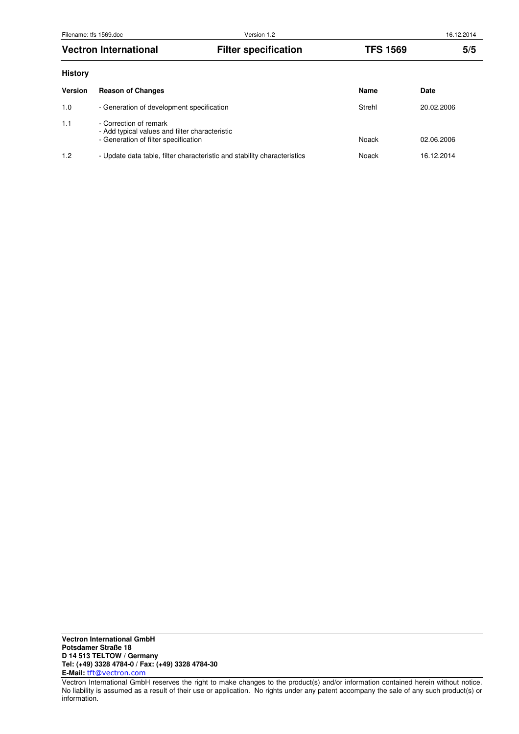## History

| Version | Reason of Changes | Name | Date |
| --- | --- | --- | --- |
| 1.0 | - Generation of development specification | Strehl | 20.02.2006 |
| 1.1 | - Correction of remark<br>- Add typical values and filter characteristic<br>- Generation of filter specification | Noack | 02.06.2006 |
| 1.2 | - Update data table, filter characteristic and stability characteristics | Noack | 16.12.2014 |

**Vectron International GmbH**
**Potsdamer Straße 18**
**D 14 513 TELTOW / Germany**
**Tel: (+49) 3328 4784-0 / Fax: (+49) 3328 4784-30**
**E-Mail:** tft@vectron.com

Vectron International GmbH reserves the right to make changes to the product(s) and/or information contained herein without notice. No liability is assumed as a result of their use or application. No rights under any patent accompany the sale of any such product(s) or information.